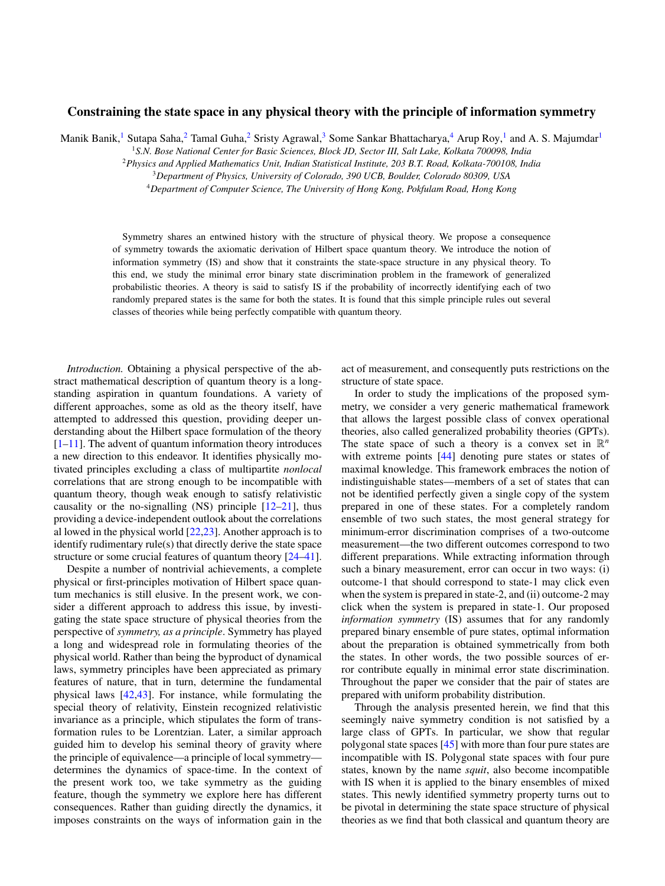# Constraining the state space in any physical theory with the principle of information symmetry

Manik Banik,[1] Sutapa Saha,[2] Tamal Guha,[2] Sristy Agrawal,[3] Some Sankar Bhattacharya,[4] Arup Roy,[1] and A. S. Majumdar[1]

[1]*S.N. Bose National Center for Basic Sciences, Block JD, Sector III, Salt Lake, Kolkata 700098, India*
[2]*Physics and Applied Mathematics Unit, Indian Statistical Institute, 203 B.T. Road, Kolkata-700108, India*
[3]*Department of Physics, University of Colorado, 390 UCB, Boulder, Colorado 80309, USA*
[4]*Department of Computer Science, The University of Hong Kong, Pokfulam Road, Hong Kong*

Symmetry shares an entwined history with the structure of physical theory. We propose a consequence of symmetry towards the axiomatic derivation of Hilbert space quantum theory. We introduce the notion of information symmetry (IS) and show that it constraints the state-space structure in any physical theory. To this end, we study the minimal error binary state discrimination problem in the framework of generalized probabilistic theories. A theory is said to satisfy IS if the probability of incorrectly identifying each of two randomly prepared states is the same for both the states. It is found that this simple principle rules out several classes of theories while being perfectly compatible with quantum theory.

*Introduction.* Obtaining a physical perspective of the abstract mathematical description of quantum theory is a longstanding aspiration in quantum foundations. A variety of different approaches, some as old as the theory itself, have attempted to addressed this question, providing deeper understanding about the Hilbert space formulation of the theory [1–11]. The advent of quantum information theory introduces a new direction to this endeavor. It identifies physically motivated principles excluding a class of multipartite *nonlocal* correlations that are strong enough to be incompatible with quantum theory, though weak enough to satisfy relativistic causality or the no-signalling (NS) principle [12–21], thus providing a device-independent outlook about the correlations al lowed in the physical world [22,23]. Another approach is to identify rudimentary rule(s) that directly derive the state space structure or some crucial features of quantum theory [24–41].

Despite a number of nontrivial achievements, a complete physical or first-principles motivation of Hilbert space quantum mechanics is still elusive. In the present work, we consider a different approach to address this issue, by investigating the state space structure of physical theories from the perspective of *symmetry, as a principle*. Symmetry has played a long and widespread role in formulating theories of the physical world. Rather than being the byproduct of dynamical laws, symmetry principles have been appreciated as primary features of nature, that in turn, determine the fundamental physical laws [42,43]. For instance, while formulating the special theory of relativity, Einstein recognized relativistic invariance as a principle, which stipulates the form of transformation rules to be Lorentzian. Later, a similar approach guided him to develop his seminal theory of gravity where the principle of equivalence—a principle of local symmetry—determines the dynamics of space-time. In the context of the present work too, we take symmetry as the guiding feature, though the symmetry we explore here has different consequences. Rather than guiding directly the dynamics, it imposes constraints on the ways of information gain in the act of measurement, and consequently puts restrictions on the structure of state space.

In order to study the implications of the proposed symmetry, we consider a very generic mathematical framework that allows the largest possible class of convex operational theories, also called generalized probability theories (GPTs). The state space of such a theory is a convex set in $\mathbb{R}^n$ with extreme points [44] denoting pure states or states of maximal knowledge. This framework embraces the notion of indistinguishable states—members of a set of states that can not be identified perfectly given a single copy of the system prepared in one of these states. For a completely random ensemble of two such states, the most general strategy for minimum-error discrimination comprises of a two-outcome measurement—the two different outcomes correspond to two different preparations. While extracting information through such a binary measurement, error can occur in two ways: (i) outcome-1 that should correspond to state-1 may click even when the system is prepared in state-2, and (ii) outcome-2 may click when the system is prepared in state-1. Our proposed *information symmetry* (IS) assumes that for any randomly prepared binary ensemble of pure states, optimal information about the preparation is obtained symmetrically from both the states. In other words, the two possible sources of error contribute equally in minimal error state discrimination. Throughout the paper we consider that the pair of states are prepared with uniform probability distribution.

Through the analysis presented herein, we find that this seemingly naive symmetry condition is not satisfied by a large class of GPTs. In particular, we show that regular polygonal state spaces [45] with more than four pure states are incompatible with IS. Polygonal state spaces with four pure states, known by the name *squit*, also become incompatible with IS when it is applied to the binary ensembles of mixed states. This newly identified symmetry property turns out to be pivotal in determining the state space structure of physical theories as we find that both classical and quantum theory are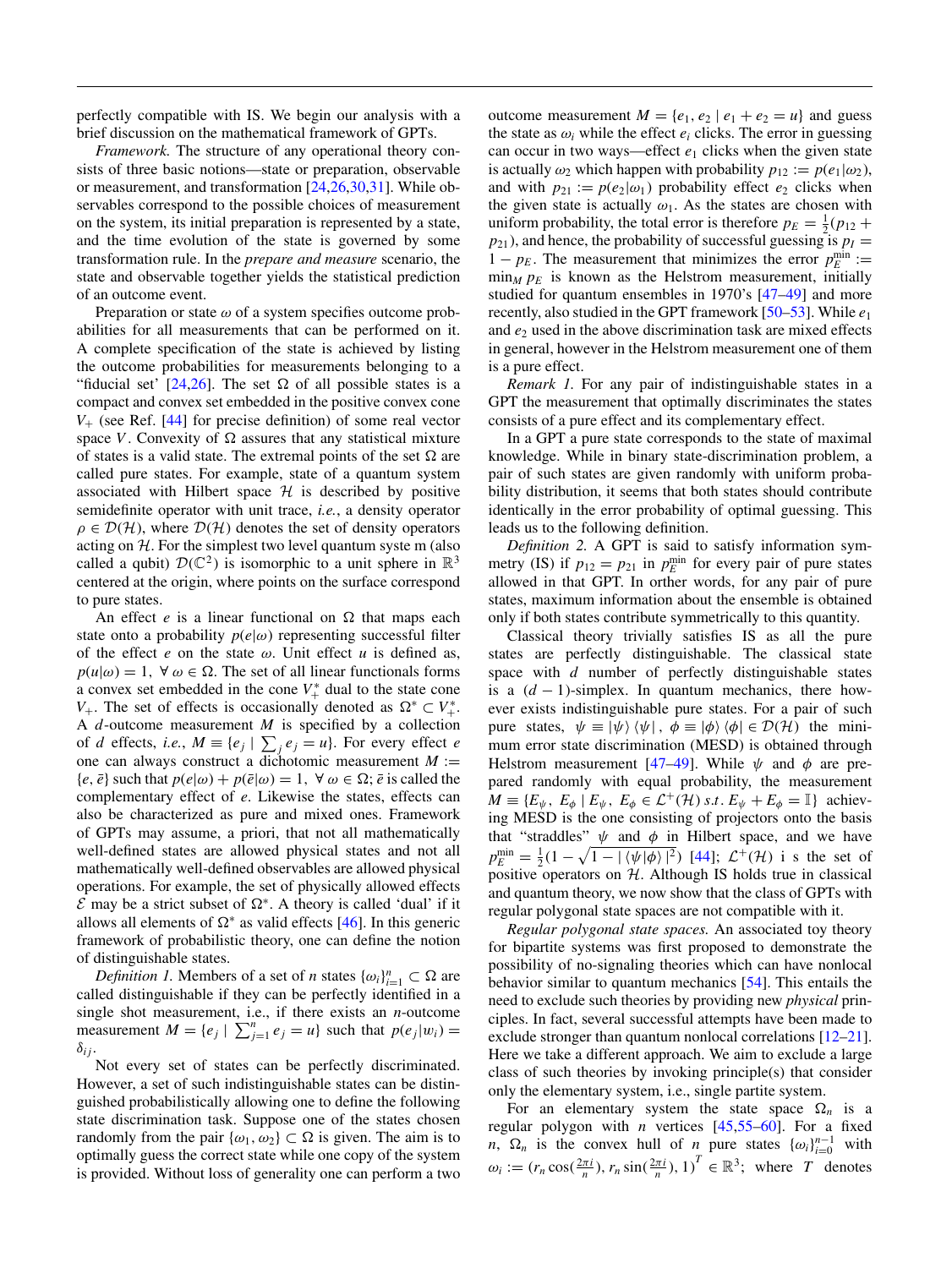perfectly compatible with IS. We begin our analysis with a brief discussion on the mathematical framework of GPTs.

*Framework.* The structure of any operational theory consists of three basic notions—state or preparation, observable or measurement, and transformation [24,26,30,31]. While observables correspond to the possible choices of measurement on the system, its initial preparation is represented by a state, and the time evolution of the state is governed by some transformation rule. In the *prepare and measure* scenario, the state and observable together yields the statistical prediction of an outcome event.

Preparation or state $\omega$ of a system specifies outcome probabilities for all measurements that can be performed on it. A complete specification of the state is achieved by listing the outcome probabilities for measurements belonging to a "fiducial set" [24,26]. The set $\Omega$ of all possible states is a compact and convex set embedded in the positive convex cone $V_+$ (see Ref. [44] for precise definition) of some real vector space $V$. Convexity of $\Omega$ assures that any statistical mixture of states is a valid state. The extremal points of the set $\Omega$ are called pure states. For example, state of a quantum system associated with Hilbert space $\mathcal{H}$ is described by positive semidefinite operator with unit trace, *i.e.*, a density operator $\rho \in \mathcal{D}(\mathcal{H})$, where $\mathcal{D}(\mathcal{H})$ denotes the set of density operators acting on $\mathcal{H}$. For the simplest two level quantum system m (also called a qubit) $\mathcal{D}(\mathbb{C}^2)$ is isomorphic to a unit sphere in $\mathbb{R}^3$ centered at the origin, where points on the surface correspond to pure states.

An effect $e$ is a linear functional on $\Omega$ that maps each state onto a probability $p(e|\omega)$ representing successful filter of the effect $e$ on the state $\omega$. Unit effect $u$ is defined as, $p(u|\omega) = 1,\ \forall\, \omega \in \Omega$. The set of all linear functionals forms a convex set embedded in the cone $V_+^*$ dual to the state cone $V_+$. The set of effects is occasionally denoted as $\Omega^* \subset V_+^*$. A $d$-outcome measurement $M$ is specified by a collection of $d$ effects, *i.e.*, $M \equiv \{e_j \mid \sum_j e_j = u\}$. For every effect $e$ one can always construct a dichotomic measurement $M := \{e, \bar{e}\}$ such that $p(e|\omega) + p(\bar{e}|\omega) = 1,\ \forall\, \omega \in \Omega$; $\bar{e}$ is called the complementary effect of $e$. Likewise the states, effects can also be characterized as pure and mixed ones. Framework of GPTs may assume, a priori, that not all mathematically well-defined states are allowed physical states and not all mathematically well-defined observables are allowed physical operations. For example, the set of physically allowed effects $\mathcal{E}$ may be a strict subset of $\Omega^*$. A theory is called 'dual' if it allows all elements of $\Omega^*$ as valid effects [46]. In this generic framework of probabilistic theory, one can define the notion of distinguishable states.

*Definition 1.* Members of a set of $n$ states $\{\omega_i\}_{i=1}^n \subset \Omega$ are called distinguishable if they can be perfectly identified in a single shot measurement, i.e., if there exists an $n$-outcome measurement $M = \{e_j \mid \sum_{j=1}^n e_j = u\}$ such that $p(e_j|w_i) = \delta_{ij}$.

Not every set of states can be perfectly discriminated. However, a set of such indistinguishable states can be distinguished probabilistically allowing one to define the following state discrimination task. Suppose one of the states chosen randomly from the pair $\{\omega_1, \omega_2\} \subset \Omega$ is given. The aim is to optimally guess the correct state while one copy of the system is provided. Without loss of generality one can perform a two outcome measurement $M = \{e_1, e_2 \mid e_1 + e_2 = u\}$ and guess the state as $\omega_i$ while the effect $e_i$ clicks. The error in guessing can occur in two ways—effect $e_1$ clicks when the given state is actually $\omega_2$ which happen with probability $p_{12} := p(e_1|\omega_2)$, and with $p_{21} := p(e_2|\omega_1)$ probability effect $e_2$ clicks when the given state is actually $\omega_1$. As the states are chosen with uniform probability, the total error is therefore $p_E = \frac{1}{2}(p_{12} + p_{21})$, and hence, the probability of successful guessing is $p_I = 1 - p_E$. The measurement that minimizes the error $p_E^{\min} := \min_M p_E$ is known as the Helstrom measurement, initially studied for quantum ensembles in 1970's [47–49] and more recently, also studied in the GPT framework [50–53]. While $e_1$ and $e_2$ used in the above discrimination task are mixed effects in general, however in the Helstrom measurement one of them is a pure effect.

*Remark 1.* For any pair of indistinguishable states in a GPT the measurement that optimally discriminates the states consists of a pure effect and its complementary effect.

In a GPT a pure state corresponds to the state of maximal knowledge. While in binary state-discrimination problem, a pair of such states are given randomly with uniform probability distribution, it seems that both states should contribute identically in the error probability of optimal guessing. This leads us to the following definition.

*Definition 2.* A GPT is said to satisfy information symmetry (IS) if $p_{12} = p_{21}$ in $p_E^{\min}$ for every pair of pure states allowed in that GPT. In orther words, for any pair of pure states, maximum information about the ensemble is obtained only if both states contribute symmetrically to this quantity.

Classical theory trivially satisfies IS as all the pure states are perfectly distinguishable. The classical state space with $d$ number of perfectly distinguishable states is a $(d-1)$-simplex. In quantum mechanics, there however exists indistinguishable pure states. For a pair of such pure states, $\psi \equiv |\psi\rangle\langle\psi|$, $\phi \equiv |\phi\rangle\langle\phi| \in \mathcal{D}(\mathcal{H})$ the minimum error state discrimination (MESD) is obtained through Helstrom measurement [47–49]. While $\psi$ and $\phi$ are prepared randomly with equal probability, the measurement $M \equiv \{E_\psi,\ E_\phi \mid E_\psi,\ E_\phi \in \mathcal{L}^+(\mathcal{H})\ s.t.\ E_\psi + E_\phi = \mathbb{I}\}$ achieving MESD is the one consisting of projectors onto the basis that "straddles" $\psi$ and $\phi$ in Hilbert space, and we have $p_E^{\min} = \frac{1}{2}(1 - \sqrt{1 - |\langle\psi|\phi\rangle|^2})$ [44]; $\mathcal{L}^+(\mathcal{H})$ i s the set of positive operators on $\mathcal{H}$. Although IS holds true in classical and quantum theory, we now show that the class of GPTs with regular polygonal state spaces are not compatible with it.

*Regular polygonal state spaces.* An associated toy theory for bipartite systems was first proposed to demonstrate the possibility of no-signaling theories which can have nonlocal behavior similar to quantum mechanics [54]. This entails the need to exclude such theories by providing new *physical* principles. In fact, several successful attempts have been made to exclude stronger than quantum nonlocal correlations [12–21]. Here we take a different approach. We aim to exclude a large class of such theories by invoking principle(s) that consider only the elementary system, i.e., single partite system.

For an elementary system the state space $\Omega_n$ is a regular polygon with $n$ vertices [45,55–60]. For a fixed $n$, $\Omega_n$ is the convex hull of $n$ pure states $\{\omega_i\}_{i=0}^{n-1}$ with $\omega_i := (r_n \cos(\frac{2\pi i}{n}), r_n \sin(\frac{2\pi i}{n}), 1)^T \in \mathbb{R}^3$; where $T$ denotes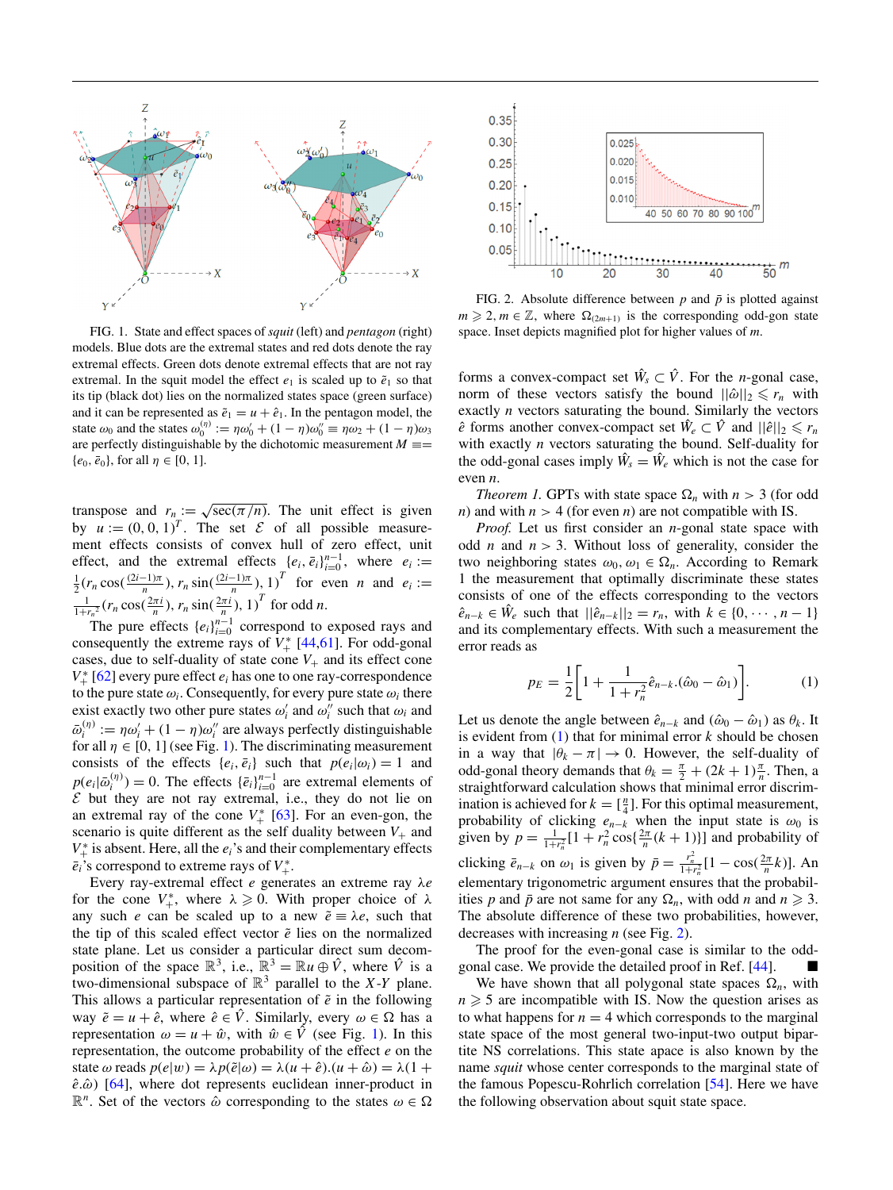FIG. 1. State and effect spaces of *squit* (left) and *pentagon* (right) models. Blue dots are the extremal states and red dots denote the ray extremal effects. Green dots denote extremal effects that are not ray extremal. In the squit model the effect $e_1$ is scaled up to $\tilde{e}_1$ so that its tip (black dot) lies on the normalized states space (green surface) and it can be represented as $\tilde{e}_1 = u + \hat{e}_1$. In the pentagon model, the state $\omega_0$ and the states $\omega_0^{(\eta)} := \eta\omega_0' + (1-\eta)\omega_0'' \equiv \eta\omega_2 + (1-\eta)\omega_3$ are perfectly distinguishable by the dichotomic measurement $M \equiv\equiv \{e_0, \bar{e}_0\}$, for all $\eta \in [0,1]$.

transpose and $r_n := \sqrt{\sec(\pi/n)}$. The unit effect is given by $u := (0,0,1)^T$. The set $\mathcal{E}$ of all possible measurement effects consists of convex hull of zero effect, unit effect, and the extremal effects $\{e_i, \bar{e}_i\}_{i=0}^{n-1}$, where $e_i := \frac{1}{2}(r_n \cos(\frac{(2i-1)\pi}{n}), r_n \sin(\frac{(2i-1)\pi}{n}), 1)^T$ for even $n$ and $e_i := \frac{1}{1+r_n^2}(r_n \cos(\frac{2\pi i}{n}), r_n \sin(\frac{2\pi i}{n}), 1)^T$ for odd $n$.

The pure effects $\{e_i\}_{i=0}^{n-1}$ correspond to exposed rays and consequently the extreme rays of $V_+^*$ [44,61]. For odd-gonal cases, due to self-duality of state cone $V_+$ and its effect cone $V_+^*$ [62] every pure effect $e_i$ has one to one ray-correspondence to the pure state $\omega_i$. Consequently, for every pure state $\omega_i$ there exist exactly two other pure states $\omega_i'$ and $\omega_i''$ such that $\omega_i$ and $\bar{\omega}_i^{(\eta)} := \eta\omega_i' + (1-\eta)\omega_i''$ are always perfectly distinguishable for all $\eta \in [0,1]$ (see Fig. 1). The discriminating measurement consists of the effects $\{e_i, \bar{e}_i\}$ such that $p(e_i|\omega_i) = 1$ and $p(e_i|\bar{\omega}_i^{(\eta)}) = 0$. The effects $\{\bar{e}_i\}_{i=0}^{n-1}$ are extremal elements of $\mathcal{E}$ but they are not ray extremal, i.e., they do not lie on an extremal ray of the cone $V_+^*$ [63]. For an even-gon, the scenario is quite different as the self duality between $V_+$ and $V_+^*$ is absent. Here, all the $e_i$'s and their complementary effects $\bar{e}_i$'s correspond to extreme rays of $V_+^*$.

Every ray-extremal effect $e$ generates an extreme ray $\lambda e$ for the cone $V_+^*$, where $\lambda \geqslant 0$. With proper choice of $\lambda$ any such $e$ can be scaled up to a new $\tilde{e} \equiv \lambda e$, such that the tip of this scaled effect vector $\tilde{e}$ lies on the normalized state plane. Let us consider a particular direct sum decomposition of the space $\mathbb{R}^3$, i.e., $\mathbb{R}^3 = \mathbb{R}u \oplus \hat{V}$, where $\hat{V}$ is a two-dimensional subspace of $\mathbb{R}^3$ parallel to the $X$-$Y$ plane. This allows a particular representation of $\tilde{e}$ in the following way $\tilde{e} = u + \hat{e}$, where $\hat{e} \in \hat{V}$. Similarly, every $\omega \in \Omega$ has a representation $\omega = u + \hat{w}$, with $\hat{w} \in \hat{V}$ (see Fig. 1). In this representation, the outcome probability of the effect $e$ on the state $\omega$ reads $p(e|w) = \lambda p(\tilde{e}|\omega) = \lambda(u+\hat{e}).(u+\hat{\omega}) = \lambda(1+\hat{e}.\hat{\omega})$ [64], where dot represents euclidean inner-product in $\mathbb{R}^n$. Set of the vectors $\hat{\omega}$ corresponding to the states $\omega \in \Omega$

FIG. 2. Absolute difference between $p$ and $\bar{p}$ is plotted against $m \geqslant 2, m \in \mathbb{Z}$, where $\Omega_{(2m+1)}$ is the corresponding odd-gon state space. Inset depicts magnified plot for higher values of $m$.

forms a convex-compact set $\hat{W}_s \subset \hat{V}$. For the $n$-gonal case, norm of these vectors satisfy the bound $||\hat{\omega}||_2 \leqslant r_n$ with exactly $n$ vectors saturating the bound. Similarly the vectors $\hat{e}$ forms another convex-compact set $\hat{W}_e \subset \hat{V}$ and $||\hat{e}||_2 \leqslant r_n$ with exactly $n$ vectors saturating the bound. Self-duality for the odd-gonal cases imply $\hat{W}_s = \hat{W}_e$ which is not the case for even $n$.

*Theorem 1.* GPTs with state space $\Omega_n$ with $n > 3$ (for odd $n$) and with $n > 4$ (for even $n$) are not compatible with IS.

*Proof.* Let us first consider an $n$-gonal state space with odd $n$ and $n > 3$. Without loss of generality, consider the two neighboring states $\omega_0, \omega_1 \in \Omega_n$. According to Remark 1 the measurement that optimally discriminate these states consists of one of the effects corresponding to the vectors $\hat{e}_{n-k} \in \hat{W}_e$ such that $||\hat{e}_{n-k}||_2 = r_n$, with $k \in \{0, \cdots, n-1\}$ and its complementary effects. With such a measurement the error reads as

$$p_E = \frac{1}{2}\left[1 + \frac{1}{1+r_n^2}\hat{e}_{n-k}.(\hat{\omega}_0 - \hat{\omega}_1)\right]. \tag{1}$$

Let us denote the angle between $\hat{e}_{n-k}$ and $(\hat{\omega}_0 - \hat{\omega}_1)$ as $\theta_k$. It is evident from (1) that for minimal error $k$ should be chosen in a way that $|\theta_k - \pi| \to 0$. However, the self-duality of odd-gonal theory demands that $\theta_k = \frac{\pi}{2} + (2k+1)\frac{\pi}{n}$. Then, a straightforward calculation shows that minimal error discrimination is achieved for $k = [\frac{n}{4}]$. For this optimal measurement, probability of clicking $e_{n-k}$ when the input state is $\omega_0$ is given by $p = \frac{1}{1+r_n^2}[1 + r_n^2\cos\{\frac{2\pi}{n}(k+1)\}]$ and probability of clicking $\bar{e}_{n-k}$ on $\omega_1$ is given by $\bar{p} = \frac{r_n^2}{1+r_n^2}[1 - \cos(\frac{2\pi}{n}k)]$. An elementary trigonometric argument ensures that the probabilities $p$ and $\bar{p}$ are not same for any $\Omega_n$, with odd $n$ and $n \geqslant 3$. The absolute difference of these two probabilities, however, decreases with increasing $n$ (see Fig. 2).

The proof for the even-gonal case is similar to the odd-gonal case. We provide the detailed proof in Ref. [44]. ■

We have shown that all polygonal state spaces $\Omega_n$, with $n \geqslant 5$ are incompatible with IS. Now the question arises as to what happens for $n = 4$ which corresponds to the marginal state space of the most general two-input-two output bipartite NS correlations. This state apace is also known by the name *squit* whose center corresponds to the marginal state of the famous Popescu-Rohrlich correlation [54]. Here we have the following observation about squit state space.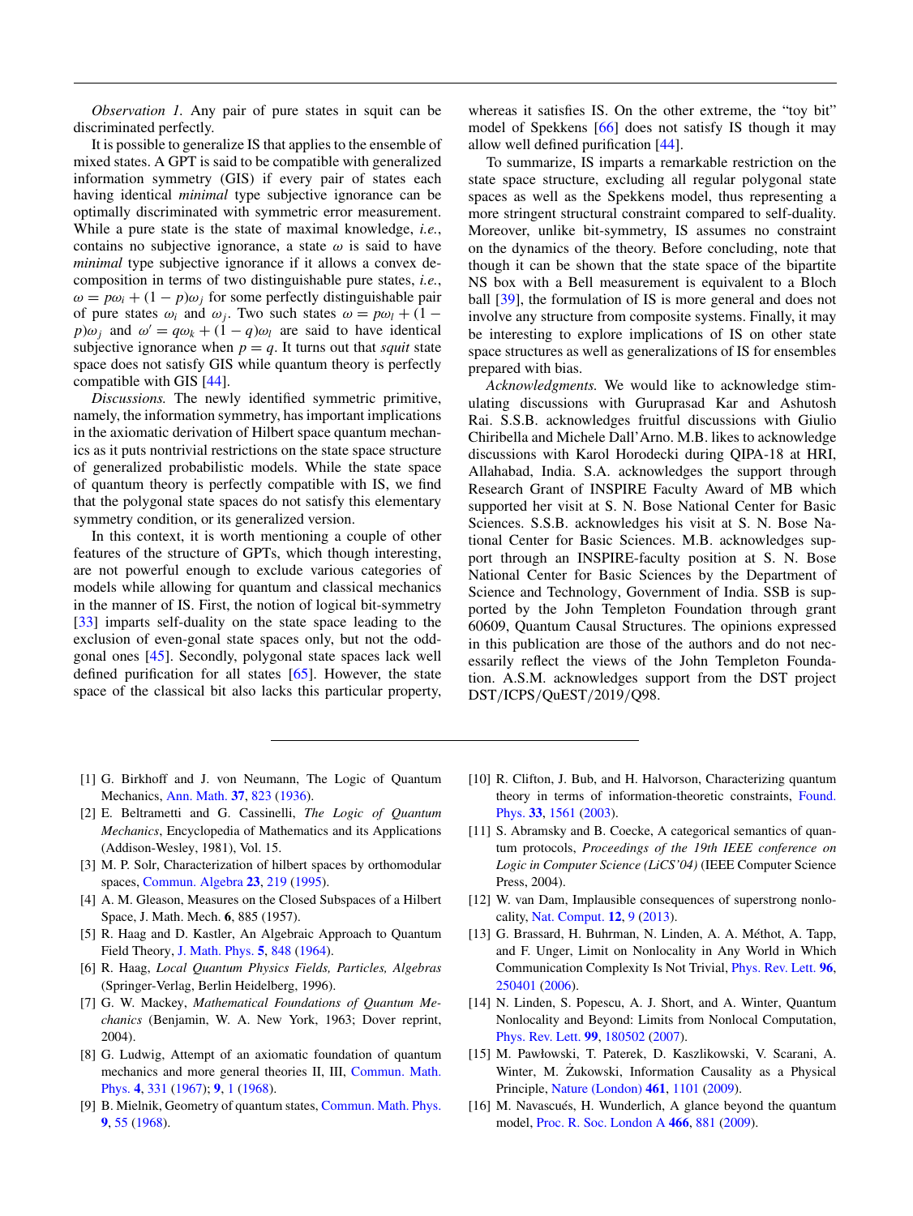*Observation 1.* Any pair of pure states in squit can be discriminated perfectly.

It is possible to generalize IS that applies to the ensemble of mixed states. A GPT is said to be compatible with generalized information symmetry (GIS) if every pair of states each having identical *minimal* type subjective ignorance can be optimally discriminated with symmetric error measurement. While a pure state is the state of maximal knowledge, *i.e.*, contains no subjective ignorance, a state $\omega$ is said to have *minimal* type subjective ignorance if it allows a convex decomposition in terms of two distinguishable pure states, *i.e.*, $\omega = p\omega_i + (1-p)\omega_j$ for some perfectly distinguishable pair of pure states $\omega_i$ and $\omega_j$. Two such states $\omega = p\omega_l + (1-p)\omega_j$ and $\omega' = q\omega_k + (1-q)\omega_l$ are said to have identical subjective ignorance when $p = q$. It turns out that *squit* state space does not satisfy GIS while quantum theory is perfectly compatible with GIS [44].

*Discussions.* The newly identified symmetric primitive, namely, the information symmetry, has important implications in the axiomatic derivation of Hilbert space quantum mechanics as it puts nontrivial restrictions on the state space structure of generalized probabilistic models. While the state space of quantum theory is perfectly compatible with IS, we find that the polygonal state spaces do not satisfy this elementary symmetry condition, or its generalized version.

In this context, it is worth mentioning a couple of other features of the structure of GPTs, which though interesting, are not powerful enough to exclude various categories of models while allowing for quantum and classical mechanics in the manner of IS. First, the notion of logical bit-symmetry [33] imparts self-duality on the state space leading to the exclusion of even-gonal state spaces only, but not the odd-gonal ones [45]. Secondly, polygonal state spaces lack well defined purification for all states [65]. However, the state space of the classical bit also lacks this particular property, whereas it satisfies IS. On the other extreme, the "toy bit" model of Spekkens [66] does not satisfy IS though it may allow well defined purification [44].

To summarize, IS imparts a remarkable restriction on the state space structure, excluding all regular polygonal state spaces as well as the Spekkens model, thus representing a more stringent structural constraint compared to self-duality. Moreover, unlike bit-symmetry, IS assumes no constraint on the dynamics of the theory. Before concluding, note that though it can be shown that the state space of the bipartite NS box with a Bell measurement is equivalent to a Bloch ball [39], the formulation of IS is more general and does not involve any structure from composite systems. Finally, it may be interesting to explore implications of IS on other state space structures as well as generalizations of IS for ensembles prepared with bias.

*Acknowledgments.* We would like to acknowledge stimulating discussions with Guruprasad Kar and Ashutosh Rai. S.S.B. acknowledges fruitful discussions with Giulio Chiribella and Michele Dall'Arno. M.B. likes to acknowledge discussions with Karol Horodecki during QIPA-18 at HRI, Allahabad, India. S.A. acknowledges the support through Research Grant of INSPIRE Faculty Award of MB which supported her visit at S. N. Bose National Center for Basic Sciences. S.S.B. acknowledges his visit at S. N. Bose National Center for Basic Sciences. M.B. acknowledges support through an INSPIRE-faculty position at S. N. Bose National Center for Basic Sciences by the Department of Science and Technology, Government of India. SSB is supported by the John Templeton Foundation through grant 60609, Quantum Causal Structures. The opinions expressed in this publication are those of the authors and do not necessarily reflect the views of the John Templeton Foundation. A.S.M. acknowledges support from the DST project DST/ICPS/QuEST/2019/Q98.

---

[1] G. Birkhoff and J. von Neumann, The Logic of Quantum Mechanics, Ann. Math. **37**, 823 (1936).

[2] E. Beltrametti and G. Cassinelli, *The Logic of Quantum Mechanics*, Encyclopedia of Mathematics and its Applications (Addison-Wesley, 1981), Vol. 15.

[3] M. P. Solr, Characterization of hilbert spaces by orthomodular spaces, Commun. Algebra **23**, 219 (1995).

[4] A. M. Gleason, Measures on the Closed Subspaces of a Hilbert Space, J. Math. Mech. **6**, 885 (1957).

[5] R. Haag and D. Kastler, An Algebraic Approach to Quantum Field Theory, J. Math. Phys. **5**, 848 (1964).

[6] R. Haag, *Local Quantum Physics Fields, Particles, Algebras* (Springer-Verlag, Berlin Heidelberg, 1996).

[7] G. W. Mackey, *Mathematical Foundations of Quantum Mechanics* (Benjamin, W. A. New York, 1963; Dover reprint, 2004).

[8] G. Ludwig, Attempt of an axiomatic foundation of quantum mechanics and more general theories II, III, Commun. Math. Phys. **4**, 331 (1967); **9**, 1 (1968).

[9] B. Mielnik, Geometry of quantum states, Commun. Math. Phys. **9**, 55 (1968).

[10] R. Clifton, J. Bub, and H. Halvorson, Characterizing quantum theory in terms of information-theoretic constraints, Found. Phys. **33**, 1561 (2003).

[11] S. Abramsky and B. Coecke, A categorical semantics of quantum protocols, *Proceedings of the 19th IEEE conference on Logic in Computer Science (LiCS'04)* (IEEE Computer Science Press, 2004).

[12] W. van Dam, Implausible consequences of superstrong nonlocality, Nat. Comput. **12**, 9 (2013).

[13] G. Brassard, H. Buhrman, N. Linden, A. A. Méthot, A. Tapp, and F. Unger, Limit on Nonlocality in Any World in Which Communication Complexity Is Not Trivial, Phys. Rev. Lett. **96**, 250401 (2006).

[14] N. Linden, S. Popescu, A. J. Short, and A. Winter, Quantum Nonlocality and Beyond: Limits from Nonlocal Computation, Phys. Rev. Lett. **99**, 180502 (2007).

[15] M. Pawłowski, T. Paterek, D. Kaszlikowski, V. Scarani, A. Winter, M. Żukowski, Information Causality as a Physical Principle, Nature (London) **461**, 1101 (2009).

[16] M. Navascués, H. Wunderlich, A glance beyond the quantum model, Proc. R. Soc. London A **466**, 881 (2009).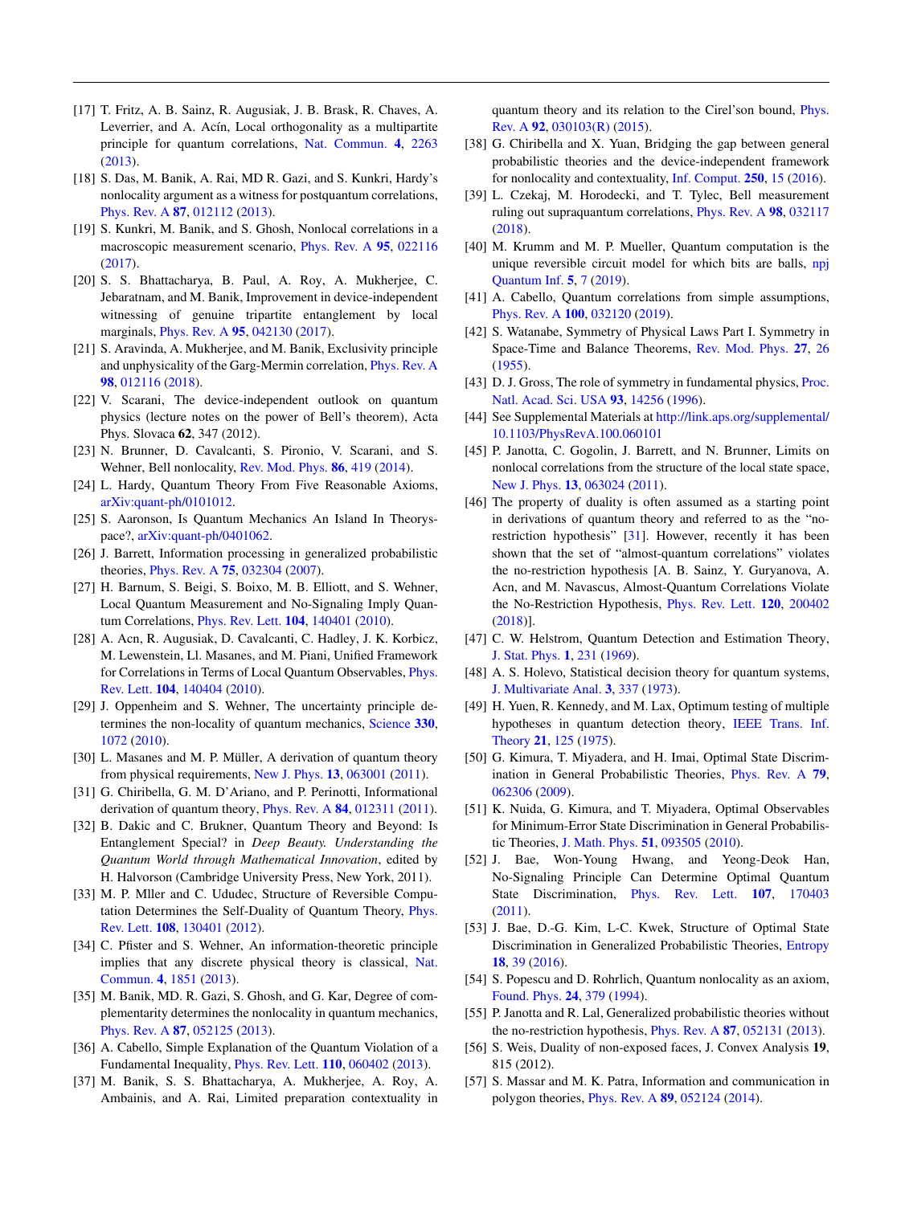[17] T. Fritz, A. B. Sainz, R. Augusiak, J. B. Brask, R. Chaves, A. Leverrier, and A. Acín, Local orthogonality as a multipartite principle for quantum correlations, Nat. Commun. **4**, 2263 (2013).

[18] S. Das, M. Banik, A. Rai, MD R. Gazi, and S. Kunkri, Hardy's nonlocality argument as a witness for postquantum correlations, Phys. Rev. A **87**, 012112 (2013).

[19] S. Kunkri, M. Banik, and S. Ghosh, Nonlocal correlations in a macroscopic measurement scenario, Phys. Rev. A **95**, 022116 (2017).

[20] S. S. Bhattacharya, B. Paul, A. Roy, A. Mukherjee, C. Jebaratnam, and M. Banik, Improvement in device-independent witnessing of genuine tripartite entanglement by local marginals, Phys. Rev. A **95**, 042130 (2017).

[21] S. Aravinda, A. Mukherjee, and M. Banik, Exclusivity principle and unphysicality of the Garg-Mermin correlation, Phys. Rev. A **98**, 012116 (2018).

[22] V. Scarani, The device-independent outlook on quantum physics (lecture notes on the power of Bell's theorem), Acta Phys. Slovaca **62**, 347 (2012).

[23] N. Brunner, D. Cavalcanti, S. Pironio, V. Scarani, and S. Wehner, Bell nonlocality, Rev. Mod. Phys. **86**, 419 (2014).

[24] L. Hardy, Quantum Theory From Five Reasonable Axioms, arXiv:quant-ph/0101012.

[25] S. Aaronson, Is Quantum Mechanics An Island In Theoryspace?, arXiv:quant-ph/0401062.

[26] J. Barrett, Information processing in generalized probabilistic theories, Phys. Rev. A **75**, 032304 (2007).

[27] H. Barnum, S. Beigi, S. Boixo, M. B. Elliott, and S. Wehner, Local Quantum Measurement and No-Signaling Imply Quantum Correlations, Phys. Rev. Lett. **104**, 140401 (2010).

[28] A. Acn, R. Augusiak, D. Cavalcanti, C. Hadley, J. K. Korbicz, M. Lewenstein, Ll. Masanes, and M. Piani, Unified Framework for Correlations in Terms of Local Quantum Observables, Phys. Rev. Lett. **104**, 140404 (2010).

[29] J. Oppenheim and S. Wehner, The uncertainty principle determines the non-locality of quantum mechanics, Science **330**, 1072 (2010).

[30] L. Masanes and M. P. Müller, A derivation of quantum theory from physical requirements, New J. Phys. **13**, 063001 (2011).

[31] G. Chiribella, G. M. D'Ariano, and P. Perinotti, Informational derivation of quantum theory, Phys. Rev. A **84**, 012311 (2011).

[32] B. Dakic and C. Brukner, Quantum Theory and Beyond: Is Entanglement Special? in *Deep Beauty. Understanding the Quantum World through Mathematical Innovation*, edited by H. Halvorson (Cambridge University Press, New York, 2011).

[33] M. P. Mller and C. Ududec, Structure of Reversible Computation Determines the Self-Duality of Quantum Theory, Phys. Rev. Lett. **108**, 130401 (2012).

[34] C. Pfister and S. Wehner, An information-theoretic principle implies that any discrete physical theory is classical, Nat. Commun. **4**, 1851 (2013).

[35] M. Banik, MD. R. Gazi, S. Ghosh, and G. Kar, Degree of complementarity determines the nonlocality in quantum mechanics, Phys. Rev. A **87**, 052125 (2013).

[36] A. Cabello, Simple Explanation of the Quantum Violation of a Fundamental Inequality, Phys. Rev. Lett. **110**, 060402 (2013).

[37] M. Banik, S. S. Bhattacharya, A. Mukherjee, A. Roy, A. Ambainis, and A. Rai, Limited preparation contextuality in quantum theory and its relation to the Cirel'son bound, Phys. Rev. A **92**, 030103(R) (2015).

[38] G. Chiribella and X. Yuan, Bridging the gap between general probabilistic theories and the device-independent framework for nonlocality and contextuality, Inf. Comput. **250**, 15 (2016).

[39] L. Czekaj, M. Horodecki, and T. Tylec, Bell measurement ruling out supraquantum correlations, Phys. Rev. A **98**, 032117 (2018).

[40] M. Krumm and M. P. Mueller, Quantum computation is the unique reversible circuit model for which bits are balls, npj Quantum Inf. **5**, 7 (2019).

[41] A. Cabello, Quantum correlations from simple assumptions, Phys. Rev. A **100**, 032120 (2019).

[42] S. Watanabe, Symmetry of Physical Laws Part I. Symmetry in Space-Time and Balance Theorems, Rev. Mod. Phys. **27**, 26 (1955).

[43] D. J. Gross, The role of symmetry in fundamental physics, Proc. Natl. Acad. Sci. USA **93**, 14256 (1996).

[44] See Supplemental Materials at http://link.aps.org/supplemental/10.1103/PhysRevA.100.060101

[45] P. Janotta, C. Gogolin, J. Barrett, and N. Brunner, Limits on nonlocal correlations from the structure of the local state space, New J. Phys. **13**, 063024 (2011).

[46] The property of duality is often assumed as a starting point in derivations of quantum theory and referred to as the "no-restriction hypothesis" [31]. However, recently it has been shown that the set of "almost-quantum correlations" violates the no-restriction hypothesis [A. B. Sainz, Y. Guryanova, A. Acn, and M. Navascus, Almost-Quantum Correlations Violate the No-Restriction Hypothesis, Phys. Rev. Lett. **120**, 200402 (2018)].

[47] C. W. Helstrom, Quantum Detection and Estimation Theory, J. Stat. Phys. **1**, 231 (1969).

[48] A. S. Holevo, Statistical decision theory for quantum systems, J. Multivariate Anal. **3**, 337 (1973).

[49] H. Yuen, R. Kennedy, and M. Lax, Optimum testing of multiple hypotheses in quantum detection theory, IEEE Trans. Inf. Theory **21**, 125 (1975).

[50] G. Kimura, T. Miyadera, and H. Imai, Optimal State Discrimination in General Probabilistic Theories, Phys. Rev. A **79**, 062306 (2009).

[51] K. Nuida, G. Kimura, and T. Miyadera, Optimal Observables for Minimum-Error State Discrimination in General Probabilistic Theories, J. Math. Phys. **51**, 093505 (2010).

[52] J. Bae, Won-Young Hwang, and Yeong-Deok Han, No-Signaling Principle Can Determine Optimal Quantum State Discrimination, Phys. Rev. Lett. **107**, 170403 (2011).

[53] J. Bae, D.-G. Kim, L-C. Kwek, Structure of Optimal State Discrimination in Generalized Probabilistic Theories, Entropy **18**, 39 (2016).

[54] S. Popescu and D. Rohrlich, Quantum nonlocality as an axiom, Found. Phys. **24**, 379 (1994).

[55] P. Janotta and R. Lal, Generalized probabilistic theories without the no-restriction hypothesis, Phys. Rev. A **87**, 052131 (2013).

[56] S. Weis, Duality of non-exposed faces, J. Convex Analysis **19**, 815 (2012).

[57] S. Massar and M. K. Patra, Information and communication in polygon theories, Phys. Rev. A **89**, 052124 (2014).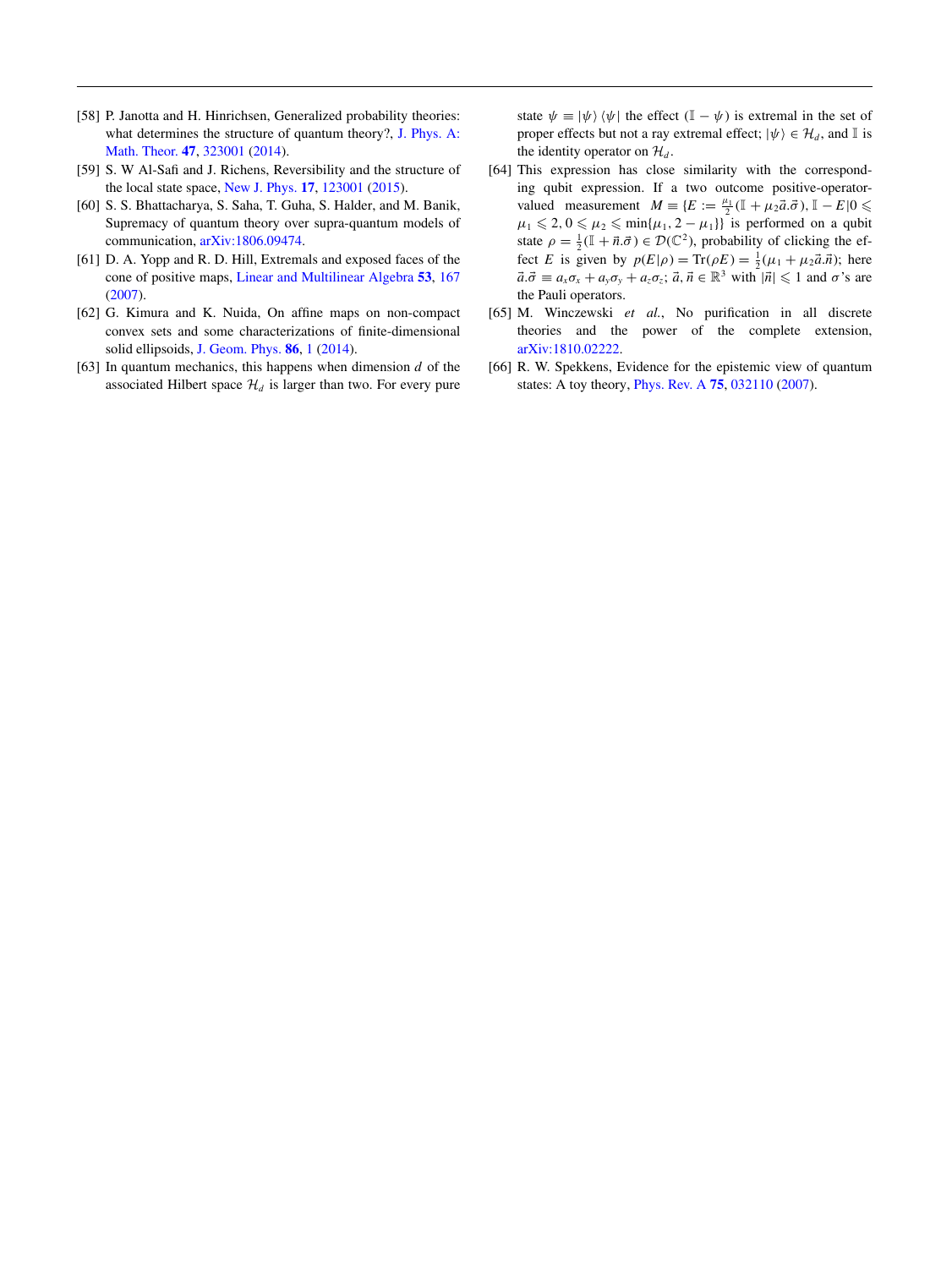[58] P. Janotta and H. Hinrichsen, Generalized probability theories: what determines the structure of quantum theory?, J. Phys. A: Math. Theor. **47**, 323001 (2014).

[59] S. W Al-Safi and J. Richens, Reversibility and the structure of the local state space, New J. Phys. **17**, 123001 (2015).

[60] S. S. Bhattacharya, S. Saha, T. Guha, S. Halder, and M. Banik, Supremacy of quantum theory over supra-quantum models of communication, arXiv:1806.09474.

[61] D. A. Yopp and R. D. Hill, Extremals and exposed faces of the cone of positive maps, Linear and Multilinear Algebra **53**, 167 (2007).

[62] G. Kimura and K. Nuida, On affine maps on non-compact convex sets and some characterizations of finite-dimensional solid ellipsoids, J. Geom. Phys. **86**, 1 (2014).

[63] In quantum mechanics, this happens when dimension $d$ of the associated Hilbert space $\mathcal{H}_d$ is larger than two. For every pure state $\psi \equiv |\psi\rangle\langle\psi|$ the effect $(\mathbb{I}-\psi)$ is extremal in the set of proper effects but not a ray extremal effect; $|\psi\rangle \in \mathcal{H}_d$, and $\mathbb{I}$ is the identity operator on $\mathcal{H}_d$.

[64] This expression has close similarity with the corresponding qubit expression. If a two outcome positive-operator-valued measurement $M \equiv \{E := \frac{\mu_1}{2}(\mathbb{I}+\mu_2\vec{a}.\vec{\sigma}), \mathbb{I}-E | 0 \leqslant \mu_1 \leqslant 2, 0 \leqslant \mu_2 \leqslant \min\{\mu_1, 2-\mu_1\}\}$ is performed on a qubit state $\rho = \frac{1}{2}(\mathbb{I}+\vec{n}.\vec{\sigma}) \in \mathcal{D}(\mathbb{C}^2)$, probability of clicking the effect $E$ is given by $p(E|\rho) = \mathrm{Tr}(\rho E) = \frac{1}{2}(\mu_1 + \mu_2\vec{a}.\vec{n})$; here $\vec{a}.\vec{\sigma} \equiv a_x\sigma_x + a_y\sigma_y + a_z\sigma_z$; $\vec{a}, \vec{n} \in \mathbb{R}^3$ with $|\vec{n}| \leqslant 1$ and $\sigma$'s are the Pauli operators.

[65] M. Winczewski *et al.*, No purification in all discrete theories and the power of the complete extension, arXiv:1810.02222.

[66] R. W. Spekkens, Evidence for the epistemic view of quantum states: A toy theory, Phys. Rev. A **75**, 032110 (2007).